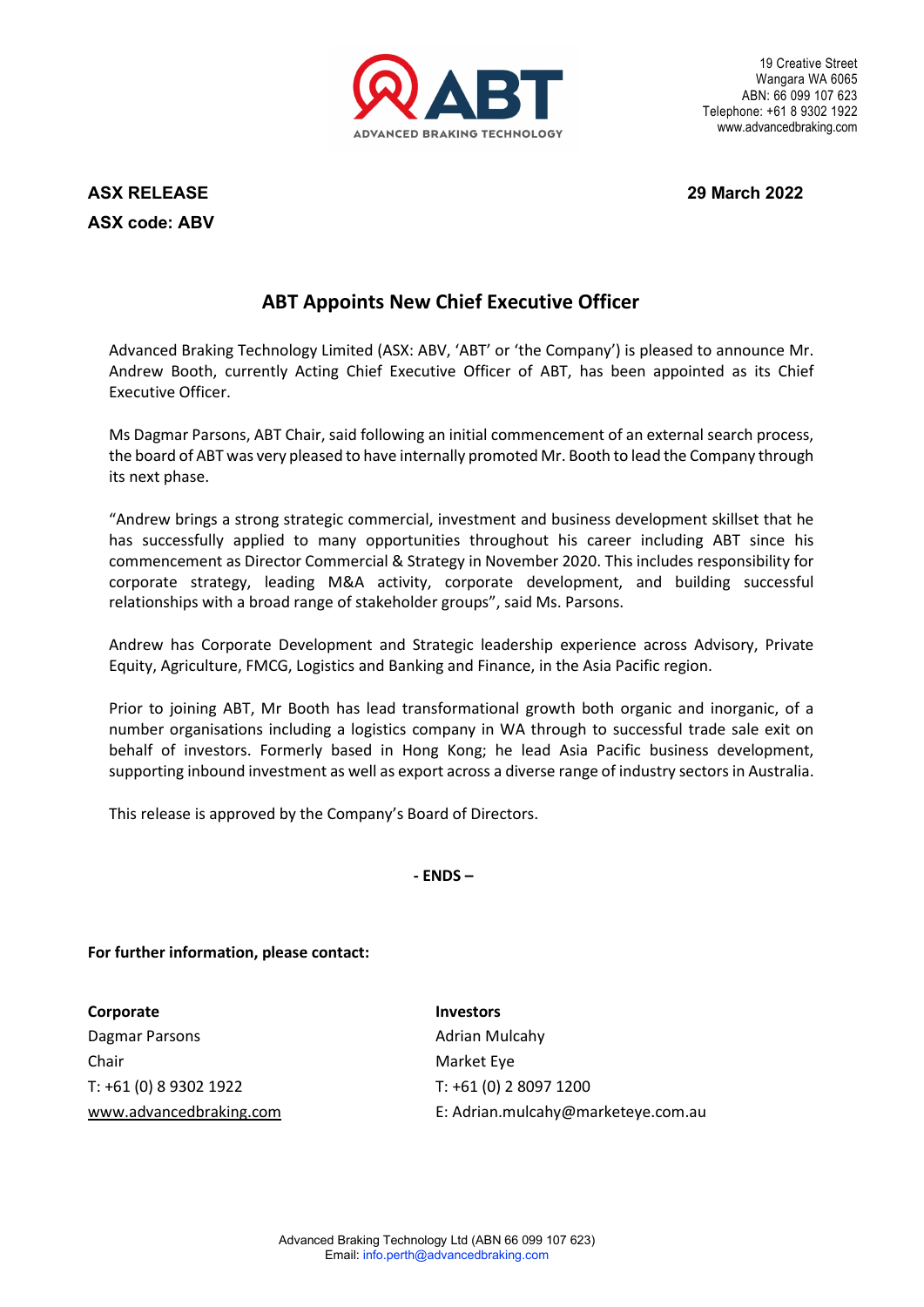ADVANCED BRAKING TECHNOLOGY

19 Creative Street
Wangara WA 6065
ABN: 66 099 107 623
Telephone: +61 8 9302 1922
www.advancedbraking.com

**ASX RELEASE**
**ASX code: ABV**

**29 March 2022**

# ABT Appoints New Chief Executive Officer

Advanced Braking Technology Limited (ASX: ABV, 'ABT' or 'the Company') is pleased to announce Mr. Andrew Booth, currently Acting Chief Executive Officer of ABT, has been appointed as its Chief Executive Officer.

Ms Dagmar Parsons, ABT Chair, said following an initial commencement of an external search process, the board of ABT was very pleased to have internally promoted Mr. Booth to lead the Company through its next phase.

"Andrew brings a strong strategic commercial, investment and business development skillset that he has successfully applied to many opportunities throughout his career including ABT since his commencement as Director Commercial & Strategy in November 2020. This includes responsibility for corporate strategy, leading M&A activity, corporate development, and building successful relationships with a broad range of stakeholder groups", said Ms. Parsons.

Andrew has Corporate Development and Strategic leadership experience across Advisory, Private Equity, Agriculture, FMCG, Logistics and Banking and Finance, in the Asia Pacific region.

Prior to joining ABT, Mr Booth has lead transformational growth both organic and inorganic, of a number organisations including a logistics company in WA through to successful trade sale exit on behalf of investors. Formerly based in Hong Kong; he lead Asia Pacific business development, supporting inbound investment as well as export across a diverse range of industry sectors in Australia.

This release is approved by the Company's Board of Directors.

**- ENDS –**

**For further information, please contact:**

**Corporate**
Dagmar Parsons
Chair
T: +61 (0) 8 9302 1922
www.advancedbraking.com

**Investors**
Adrian Mulcahy
Market Eye
T: +61 (0) 2 8097 1200
E: Adrian.mulcahy@marketeye.com.au

Advanced Braking Technology Ltd (ABN 66 099 107 623)
Email: info.perth@advancedbraking.com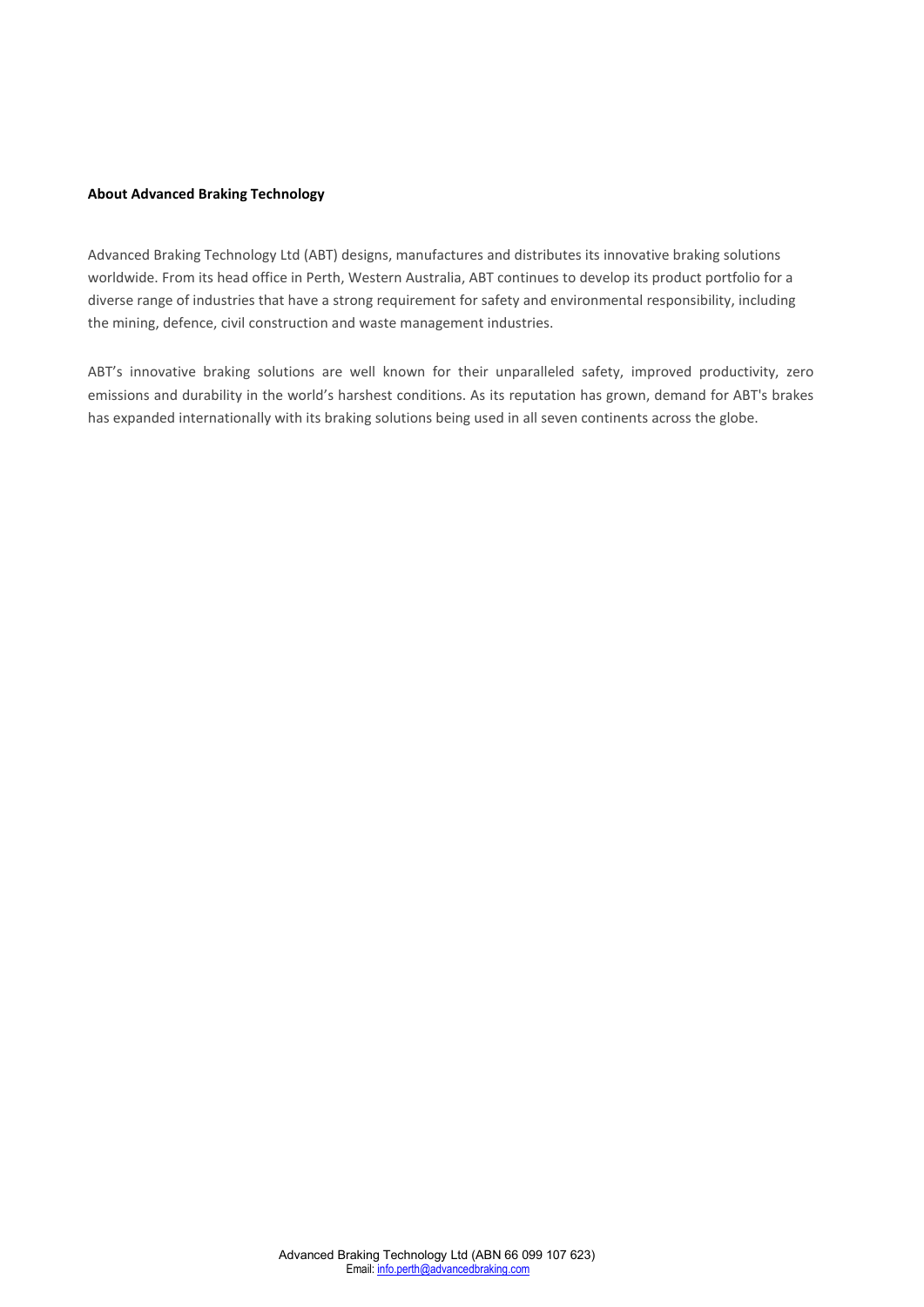**About Advanced Braking Technology**

Advanced Braking Technology Ltd (ABT) designs, manufactures and distributes its innovative braking solutions worldwide. From its head office in Perth, Western Australia, ABT continues to develop its product portfolio for a diverse range of industries that have a strong requirement for safety and environmental responsibility, including the mining, defence, civil construction and waste management industries.

ABT's innovative braking solutions are well known for their unparalleled safety, improved productivity, zero emissions and durability in the world's harshest conditions. As its reputation has grown, demand for ABT's brakes has expanded internationally with its braking solutions being used in all seven continents across the globe.

Advanced Braking Technology Ltd (ABN 66 099 107 623)
Email: info.perth@advancedbraking.com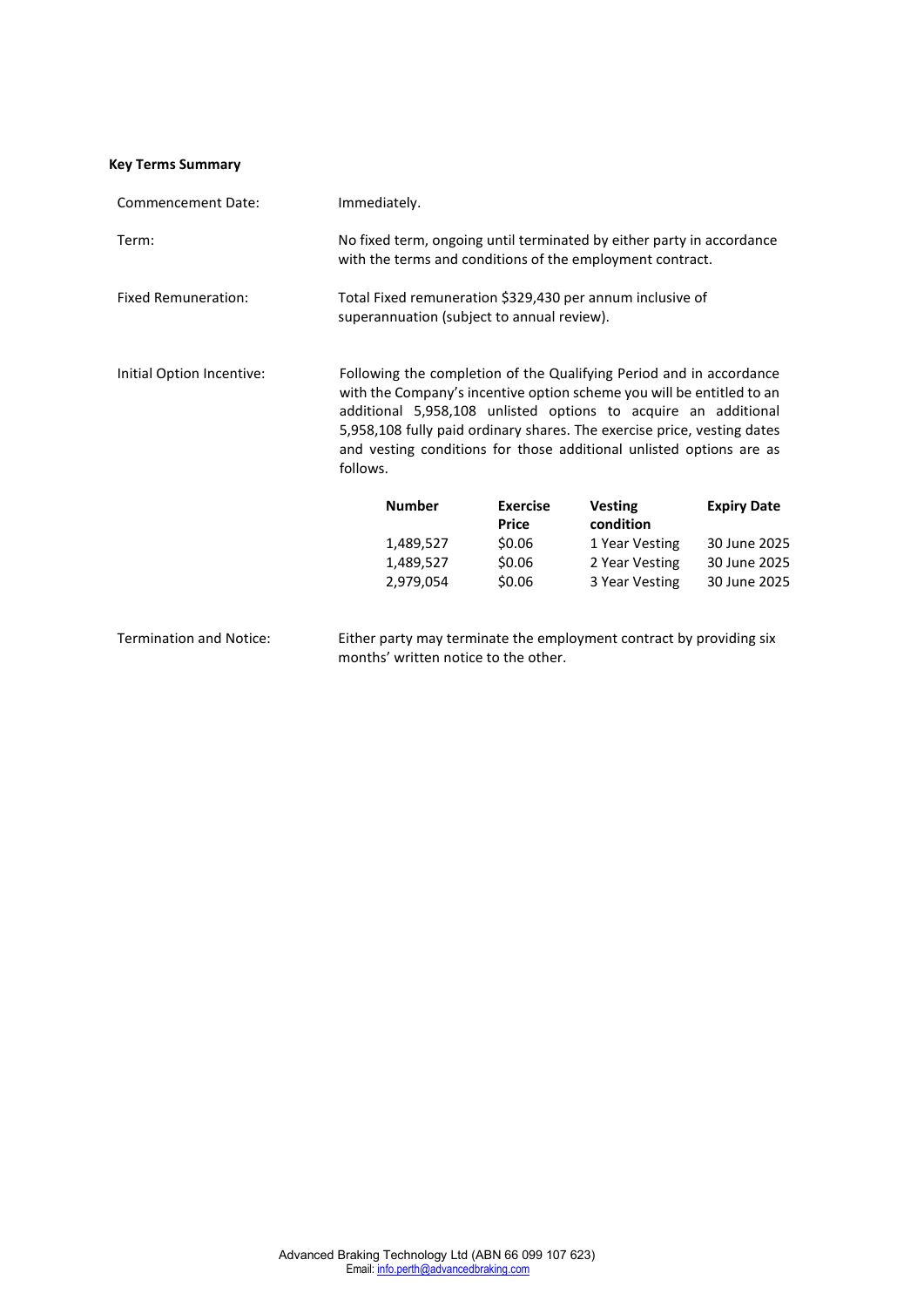**Key Terms Summary**

| | |
|---|---|
| Commencement Date: | Immediately. |
| Term: | No fixed term, ongoing until terminated by either party in accordance with the terms and conditions of the employment contract. |
| Fixed Remuneration: | Total Fixed remuneration $329,430 per annum inclusive of superannuation (subject to annual review). |
| Initial Option Incentive: | Following the completion of the Qualifying Period and in accordance with the Company's incentive option scheme you will be entitled to an additional 5,958,108 unlisted options to acquire an additional 5,958,108 fully paid ordinary shares. The exercise price, vesting dates and vesting conditions for those additional unlisted options are as follows. |

| Number | Exercise Price | Vesting condition | Expiry Date |
|---|---|---|---|
| 1,489,527 | $0.06 | 1 Year Vesting | 30 June 2025 |
| 1,489,527 | $0.06 | 2 Year Vesting | 30 June 2025 |
| 2,979,054 | $0.06 | 3 Year Vesting | 30 June 2025 |

| | |
|---|---|
| Termination and Notice: | Either party may terminate the employment contract by providing six months' written notice to the other. |

Advanced Braking Technology Ltd (ABN 66 099 107 623)
Email: info.perth@advancedbraking.com